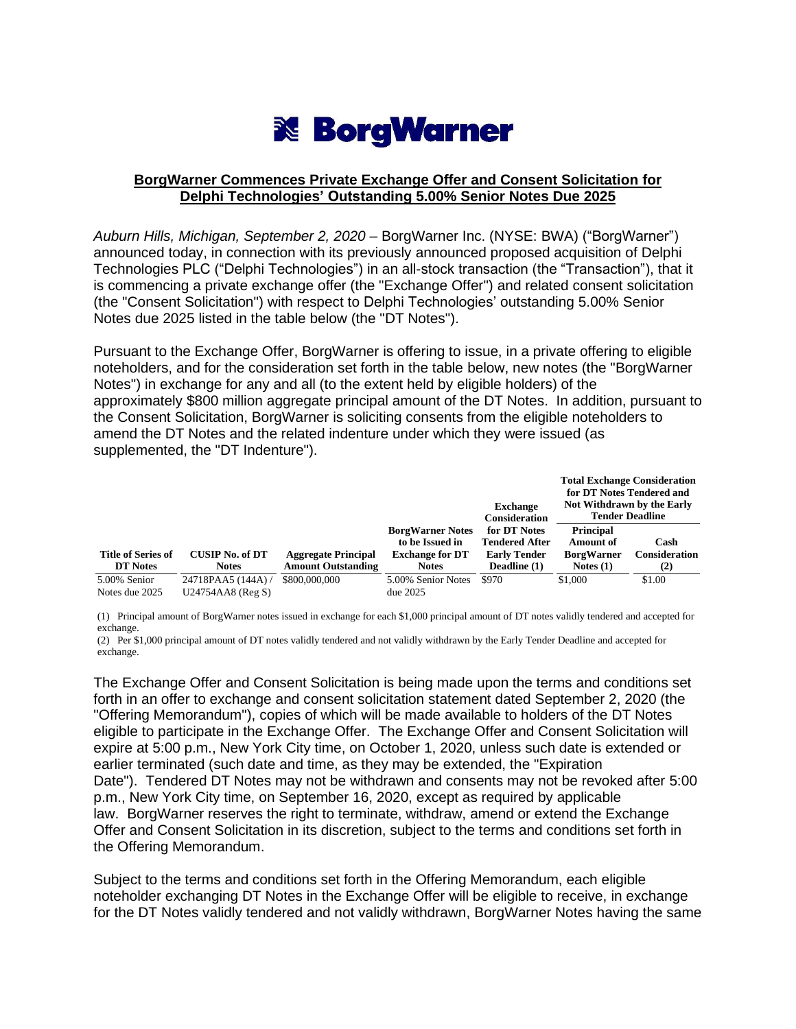BorgWarner

**BorgWarner Commences Private Exchange Offer and Consent Solicitation for Delphi Technologies' Outstanding 5.00% Senior Notes Due 2025**

*Auburn Hills, Michigan, September 2, 2020* – BorgWarner Inc. (NYSE: BWA) ("BorgWarner") announced today, in connection with its previously announced proposed acquisition of Delphi Technologies PLC ("Delphi Technologies") in an all-stock transaction (the "Transaction"), that it is commencing a private exchange offer (the "Exchange Offer") and related consent solicitation (the "Consent Solicitation") with respect to Delphi Technologies' outstanding 5.00% Senior Notes due 2025 listed in the table below (the "DT Notes").

Pursuant to the Exchange Offer, BorgWarner is offering to issue, in a private offering to eligible noteholders, and for the consideration set forth in the table below, new notes (the "BorgWarner Notes") in exchange for any and all (to the extent held by eligible holders) of the approximately $800 million aggregate principal amount of the DT Notes. In addition, pursuant to the Consent Solicitation, BorgWarner is soliciting consents from the eligible noteholders to amend the DT Notes and the related indenture under which they were issued (as supplemented, the "DT Indenture").

| Title of Series of DT Notes | CUSIP No. of DT Notes | Aggregate Principal Amount Outstanding | BorgWarner Notes to be Issued in Exchange for DT Notes | Exchange Consideration for DT Notes Tendered After Early Tender Deadline (1) | Total Exchange Consideration for DT Notes Tendered and Not Withdrawn by the Early Tender Deadline | |
|---|---|---|---|---|---|---|
| | | | | | Principal Amount of BorgWarner Notes (1) | Cash Consideration (2) |
| 5.00% Senior Notes due 2025 | 24718PAA5 (144A) / U24754AA8 (Reg S) | $800,000,000 | 5.00% Senior Notes due 2025 | $970 | $1,000 | $1.00 |

(1) Principal amount of BorgWarner notes issued in exchange for each $1,000 principal amount of DT notes validly tendered and accepted for exchange.

(2) Per $1,000 principal amount of DT notes validly tendered and not validly withdrawn by the Early Tender Deadline and accepted for exchange.

The Exchange Offer and Consent Solicitation is being made upon the terms and conditions set forth in an offer to exchange and consent solicitation statement dated September 2, 2020 (the "Offering Memorandum"), copies of which will be made available to holders of the DT Notes eligible to participate in the Exchange Offer. The Exchange Offer and Consent Solicitation will expire at 5:00 p.m., New York City time, on October 1, 2020, unless such date is extended or earlier terminated (such date and time, as they may be extended, the "Expiration Date"). Tendered DT Notes may not be withdrawn and consents may not be revoked after 5:00 p.m., New York City time, on September 16, 2020, except as required by applicable law. BorgWarner reserves the right to terminate, withdraw, amend or extend the Exchange Offer and Consent Solicitation in its discretion, subject to the terms and conditions set forth in the Offering Memorandum.

Subject to the terms and conditions set forth in the Offering Memorandum, each eligible noteholder exchanging DT Notes in the Exchange Offer will be eligible to receive, in exchange for the DT Notes validly tendered and not validly withdrawn, BorgWarner Notes having the same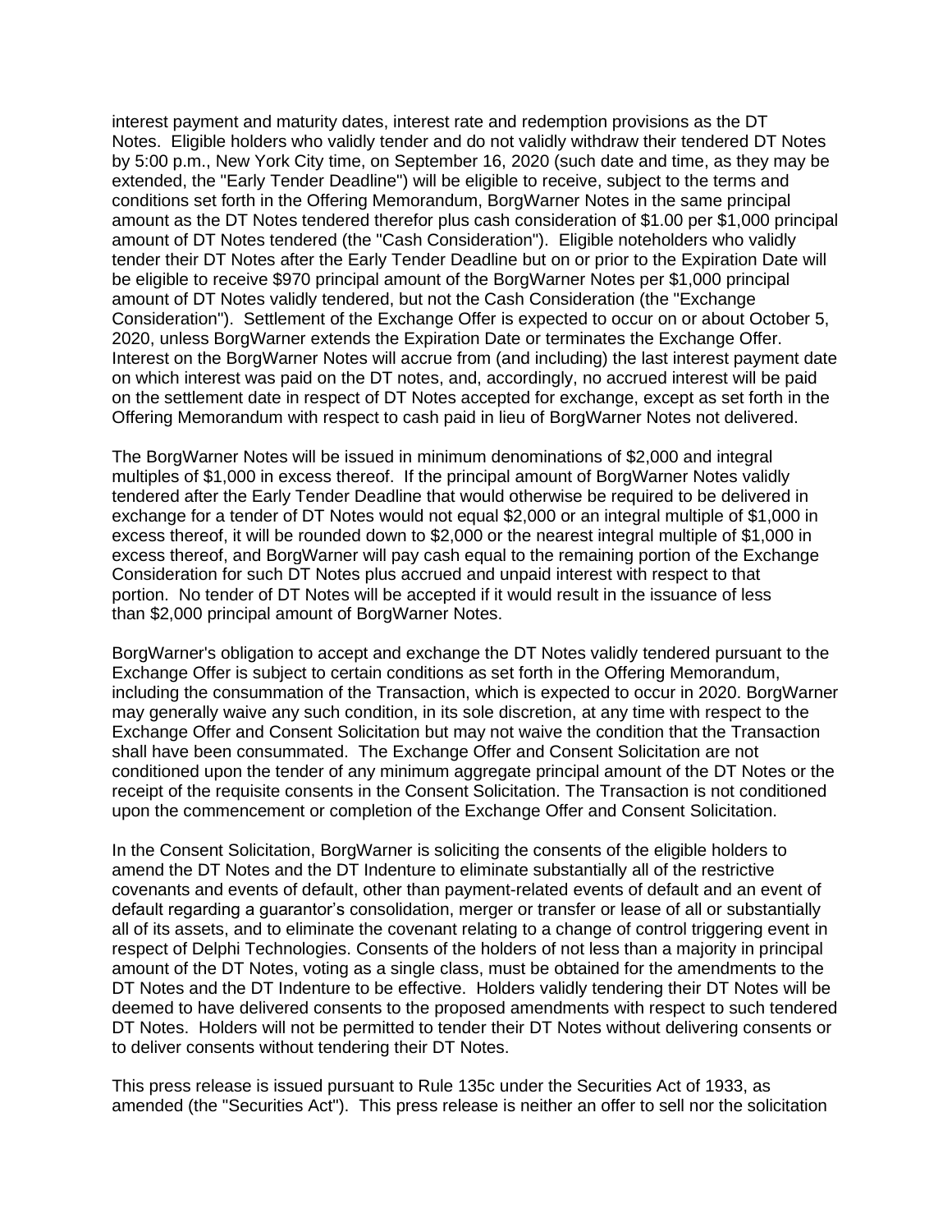interest payment and maturity dates, interest rate and redemption provisions as the DT Notes. Eligible holders who validly tender and do not validly withdraw their tendered DT Notes by 5:00 p.m., New York City time, on September 16, 2020 (such date and time, as they may be extended, the "Early Tender Deadline") will be eligible to receive, subject to the terms and conditions set forth in the Offering Memorandum, BorgWarner Notes in the same principal amount as the DT Notes tendered therefor plus cash consideration of $1.00 per $1,000 principal amount of DT Notes tendered (the "Cash Consideration"). Eligible noteholders who validly tender their DT Notes after the Early Tender Deadline but on or prior to the Expiration Date will be eligible to receive $970 principal amount of the BorgWarner Notes per $1,000 principal amount of DT Notes validly tendered, but not the Cash Consideration (the "Exchange Consideration"). Settlement of the Exchange Offer is expected to occur on or about October 5, 2020, unless BorgWarner extends the Expiration Date or terminates the Exchange Offer. Interest on the BorgWarner Notes will accrue from (and including) the last interest payment date on which interest was paid on the DT notes, and, accordingly, no accrued interest will be paid on the settlement date in respect of DT Notes accepted for exchange, except as set forth in the Offering Memorandum with respect to cash paid in lieu of BorgWarner Notes not delivered.

The BorgWarner Notes will be issued in minimum denominations of $2,000 and integral multiples of $1,000 in excess thereof. If the principal amount of BorgWarner Notes validly tendered after the Early Tender Deadline that would otherwise be required to be delivered in exchange for a tender of DT Notes would not equal $2,000 or an integral multiple of $1,000 in excess thereof, it will be rounded down to $2,000 or the nearest integral multiple of $1,000 in excess thereof, and BorgWarner will pay cash equal to the remaining portion of the Exchange Consideration for such DT Notes plus accrued and unpaid interest with respect to that portion. No tender of DT Notes will be accepted if it would result in the issuance of less than $2,000 principal amount of BorgWarner Notes.

BorgWarner's obligation to accept and exchange the DT Notes validly tendered pursuant to the Exchange Offer is subject to certain conditions as set forth in the Offering Memorandum, including the consummation of the Transaction, which is expected to occur in 2020. BorgWarner may generally waive any such condition, in its sole discretion, at any time with respect to the Exchange Offer and Consent Solicitation but may not waive the condition that the Transaction shall have been consummated. The Exchange Offer and Consent Solicitation are not conditioned upon the tender of any minimum aggregate principal amount of the DT Notes or the receipt of the requisite consents in the Consent Solicitation. The Transaction is not conditioned upon the commencement or completion of the Exchange Offer and Consent Solicitation.

In the Consent Solicitation, BorgWarner is soliciting the consents of the eligible holders to amend the DT Notes and the DT Indenture to eliminate substantially all of the restrictive covenants and events of default, other than payment-related events of default and an event of default regarding a guarantor's consolidation, merger or transfer or lease of all or substantially all of its assets, and to eliminate the covenant relating to a change of control triggering event in respect of Delphi Technologies. Consents of the holders of not less than a majority in principal amount of the DT Notes, voting as a single class, must be obtained for the amendments to the DT Notes and the DT Indenture to be effective. Holders validly tendering their DT Notes will be deemed to have delivered consents to the proposed amendments with respect to such tendered DT Notes. Holders will not be permitted to tender their DT Notes without delivering consents or to deliver consents without tendering their DT Notes.

This press release is issued pursuant to Rule 135c under the Securities Act of 1933, as amended (the "Securities Act"). This press release is neither an offer to sell nor the solicitation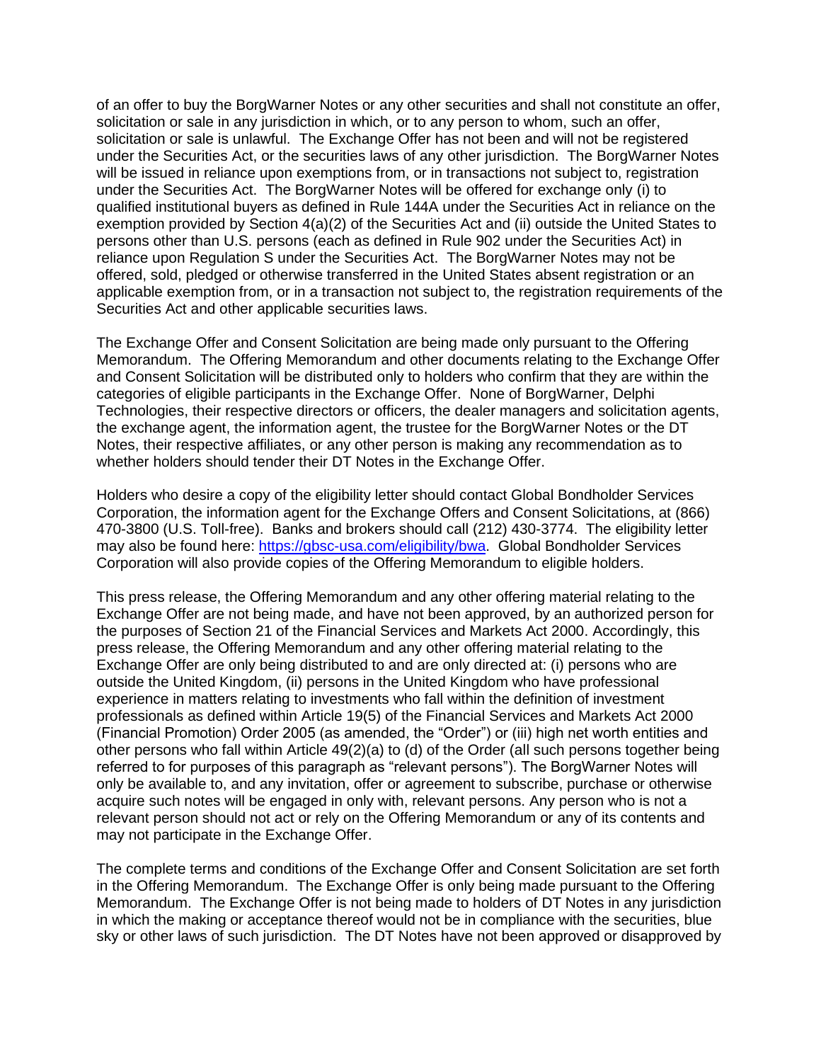of an offer to buy the BorgWarner Notes or any other securities and shall not constitute an offer, solicitation or sale in any jurisdiction in which, or to any person to whom, such an offer, solicitation or sale is unlawful. The Exchange Offer has not been and will not be registered under the Securities Act, or the securities laws of any other jurisdiction. The BorgWarner Notes will be issued in reliance upon exemptions from, or in transactions not subject to, registration under the Securities Act. The BorgWarner Notes will be offered for exchange only (i) to qualified institutional buyers as defined in Rule 144A under the Securities Act in reliance on the exemption provided by Section 4(a)(2) of the Securities Act and (ii) outside the United States to persons other than U.S. persons (each as defined in Rule 902 under the Securities Act) in reliance upon Regulation S under the Securities Act. The BorgWarner Notes may not be offered, sold, pledged or otherwise transferred in the United States absent registration or an applicable exemption from, or in a transaction not subject to, the registration requirements of the Securities Act and other applicable securities laws.

The Exchange Offer and Consent Solicitation are being made only pursuant to the Offering Memorandum. The Offering Memorandum and other documents relating to the Exchange Offer and Consent Solicitation will be distributed only to holders who confirm that they are within the categories of eligible participants in the Exchange Offer. None of BorgWarner, Delphi Technologies, their respective directors or officers, the dealer managers and solicitation agents, the exchange agent, the information agent, the trustee for the BorgWarner Notes or the DT Notes, their respective affiliates, or any other person is making any recommendation as to whether holders should tender their DT Notes in the Exchange Offer.

Holders who desire a copy of the eligibility letter should contact Global Bondholder Services Corporation, the information agent for the Exchange Offers and Consent Solicitations, at (866) 470-3800 (U.S. Toll-free). Banks and brokers should call (212) 430-3774. The eligibility letter may also be found here: https://gbsc-usa.com/eligibility/bwa. Global Bondholder Services Corporation will also provide copies of the Offering Memorandum to eligible holders.

This press release, the Offering Memorandum and any other offering material relating to the Exchange Offer are not being made, and have not been approved, by an authorized person for the purposes of Section 21 of the Financial Services and Markets Act 2000. Accordingly, this press release, the Offering Memorandum and any other offering material relating to the Exchange Offer are only being distributed to and are only directed at: (i) persons who are outside the United Kingdom, (ii) persons in the United Kingdom who have professional experience in matters relating to investments who fall within the definition of investment professionals as defined within Article 19(5) of the Financial Services and Markets Act 2000 (Financial Promotion) Order 2005 (as amended, the "Order") or (iii) high net worth entities and other persons who fall within Article 49(2)(a) to (d) of the Order (all such persons together being referred to for purposes of this paragraph as "relevant persons"). The BorgWarner Notes will only be available to, and any invitation, offer or agreement to subscribe, purchase or otherwise acquire such notes will be engaged in only with, relevant persons. Any person who is not a relevant person should not act or rely on the Offering Memorandum or any of its contents and may not participate in the Exchange Offer.

The complete terms and conditions of the Exchange Offer and Consent Solicitation are set forth in the Offering Memorandum. The Exchange Offer is only being made pursuant to the Offering Memorandum. The Exchange Offer is not being made to holders of DT Notes in any jurisdiction in which the making or acceptance thereof would not be in compliance with the securities, blue sky or other laws of such jurisdiction. The DT Notes have not been approved or disapproved by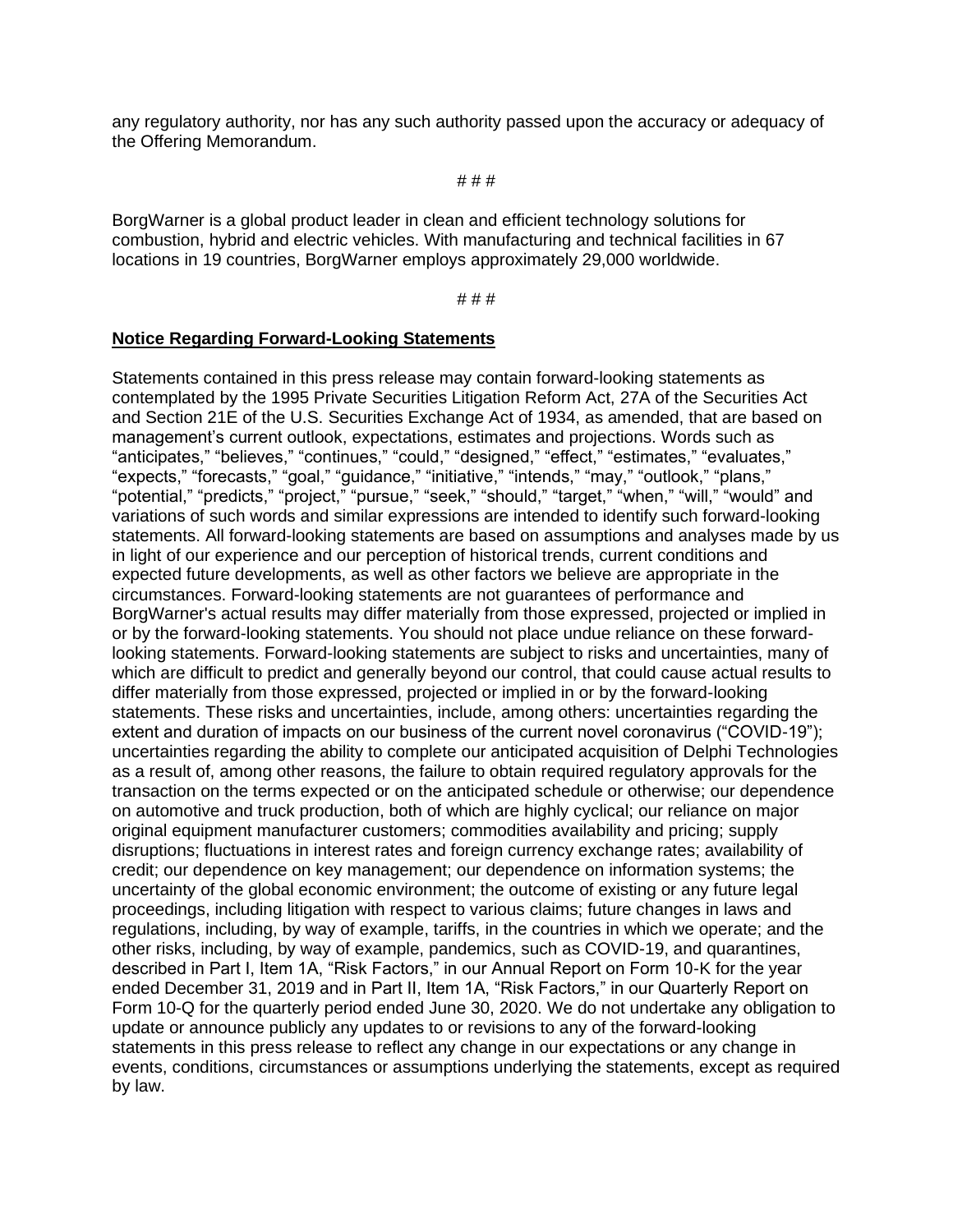any regulatory authority, nor has any such authority passed upon the accuracy or adequacy of the Offering Memorandum.

# # #

BorgWarner is a global product leader in clean and efficient technology solutions for combustion, hybrid and electric vehicles. With manufacturing and technical facilities in 67 locations in 19 countries, BorgWarner employs approximately 29,000 worldwide.

# # #

**Notice Regarding Forward-Looking Statements**

Statements contained in this press release may contain forward-looking statements as contemplated by the 1995 Private Securities Litigation Reform Act, 27A of the Securities Act and Section 21E of the U.S. Securities Exchange Act of 1934, as amended, that are based on management's current outlook, expectations, estimates and projections. Words such as "anticipates," "believes," "continues," "could," "designed," "effect," "estimates," "evaluates," "expects," "forecasts," "goal," "guidance," "initiative," "intends," "may," "outlook," "plans," "potential," "predicts," "project," "pursue," "seek," "should," "target," "when," "will," "would" and variations of such words and similar expressions are intended to identify such forward-looking statements. All forward-looking statements are based on assumptions and analyses made by us in light of our experience and our perception of historical trends, current conditions and expected future developments, as well as other factors we believe are appropriate in the circumstances. Forward-looking statements are not guarantees of performance and BorgWarner's actual results may differ materially from those expressed, projected or implied in or by the forward-looking statements. You should not place undue reliance on these forward-looking statements. Forward-looking statements are subject to risks and uncertainties, many of which are difficult to predict and generally beyond our control, that could cause actual results to differ materially from those expressed, projected or implied in or by the forward-looking statements. These risks and uncertainties, include, among others: uncertainties regarding the extent and duration of impacts on our business of the current novel coronavirus ("COVID-19"); uncertainties regarding the ability to complete our anticipated acquisition of Delphi Technologies as a result of, among other reasons, the failure to obtain required regulatory approvals for the transaction on the terms expected or on the anticipated schedule or otherwise; our dependence on automotive and truck production, both of which are highly cyclical; our reliance on major original equipment manufacturer customers; commodities availability and pricing; supply disruptions; fluctuations in interest rates and foreign currency exchange rates; availability of credit; our dependence on key management; our dependence on information systems; the uncertainty of the global economic environment; the outcome of existing or any future legal proceedings, including litigation with respect to various claims; future changes in laws and regulations, including, by way of example, tariffs, in the countries in which we operate; and the other risks, including, by way of example, pandemics, such as COVID-19, and quarantines, described in Part I, Item 1A, "Risk Factors," in our Annual Report on Form 10-K for the year ended December 31, 2019 and in Part II, Item 1A, "Risk Factors," in our Quarterly Report on Form 10-Q for the quarterly period ended June 30, 2020. We do not undertake any obligation to update or announce publicly any updates to or revisions to any of the forward-looking statements in this press release to reflect any change in our expectations or any change in events, conditions, circumstances or assumptions underlying the statements, except as required by law.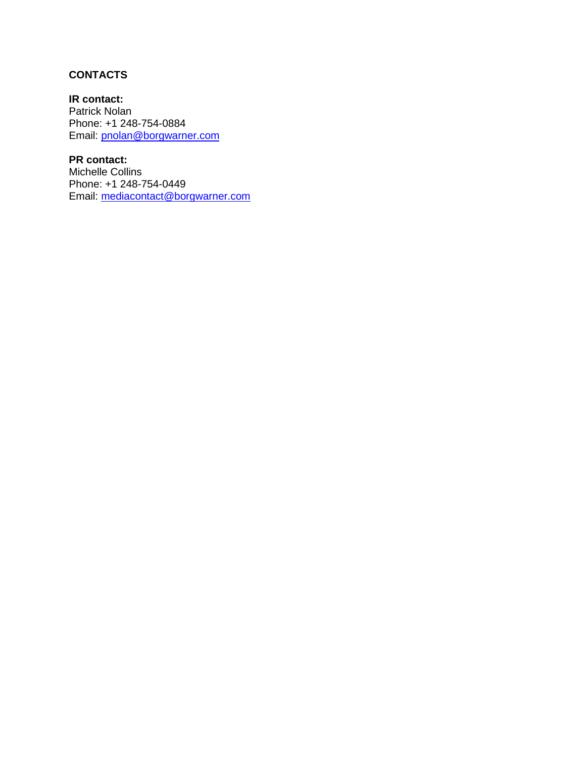**CONTACTS**

**IR contact:**
Patrick Nolan
Phone: +1 248-754-0884
Email: pnolan@borgwarner.com

**PR contact:**
Michelle Collins
Phone: +1 248-754-0449
Email: mediacontact@borgwarner.com